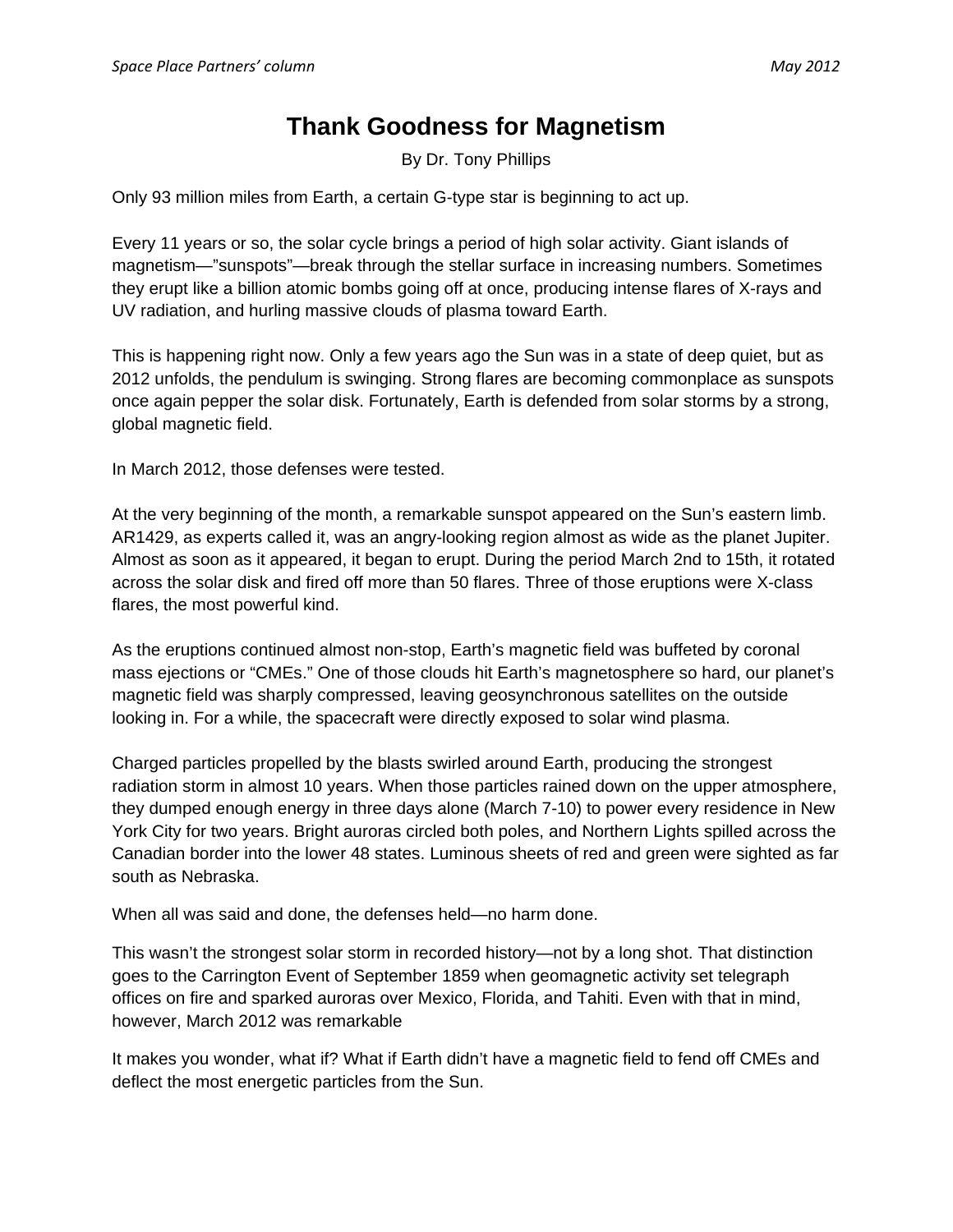# Thank Goodness for Magnetism

By Dr. Tony Phillips

Only 93 million miles from Earth, a certain G-type star is beginning to act up.

Every 11 years or so, the solar cycle brings a period of high solar activity. Giant islands of magnetism—"sunspots"—break through the stellar surface in increasing numbers. Sometimes they erupt like a billion atomic bombs going off at once, producing intense flares of X-rays and UV radiation, and hurling massive clouds of plasma toward Earth.

This is happening right now. Only a few years ago the Sun was in a state of deep quiet, but as 2012 unfolds, the pendulum is swinging. Strong flares are becoming commonplace as sunspots once again pepper the solar disk. Fortunately, Earth is defended from solar storms by a strong, global magnetic field.

In March 2012, those defenses were tested.

At the very beginning of the month, a remarkable sunspot appeared on the Sun's eastern limb. AR1429, as experts called it, was an angry-looking region almost as wide as the planet Jupiter. Almost as soon as it appeared, it began to erupt. During the period March 2nd to 15th, it rotated across the solar disk and fired off more than 50 flares. Three of those eruptions were X-class flares, the most powerful kind.

As the eruptions continued almost non-stop, Earth's magnetic field was buffeted by coronal mass ejections or "CMEs." One of those clouds hit Earth's magnetosphere so hard, our planet's magnetic field was sharply compressed, leaving geosynchronous satellites on the outside looking in. For a while, the spacecraft were directly exposed to solar wind plasma.

Charged particles propelled by the blasts swirled around Earth, producing the strongest radiation storm in almost 10 years. When those particles rained down on the upper atmosphere, they dumped enough energy in three days alone (March 7-10) to power every residence in New York City for two years. Bright auroras circled both poles, and Northern Lights spilled across the Canadian border into the lower 48 states. Luminous sheets of red and green were sighted as far south as Nebraska.

When all was said and done, the defenses held—no harm done.

This wasn't the strongest solar storm in recorded history—not by a long shot. That distinction goes to the Carrington Event of September 1859 when geomagnetic activity set telegraph offices on fire and sparked auroras over Mexico, Florida, and Tahiti. Even with that in mind, however, March 2012 was remarkable

It makes you wonder, what if? What if Earth didn't have a magnetic field to fend off CMEs and deflect the most energetic particles from the Sun.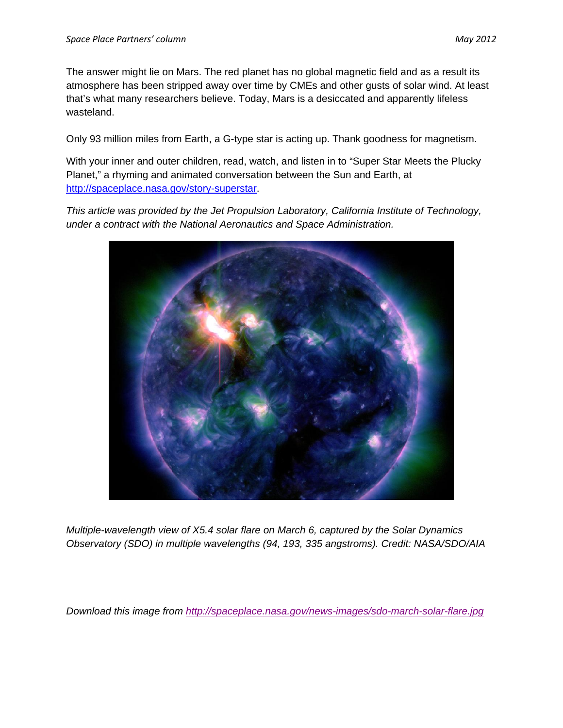The answer might lie on Mars. The red planet has no global magnetic field and as a result its atmosphere has been stripped away over time by CMEs and other gusts of solar wind. At least that's what many researchers believe. Today, Mars is a desiccated and apparently lifeless wasteland.

Only 93 million miles from Earth, a G-type star is acting up. Thank goodness for magnetism.

With your inner and outer children, read, watch, and listen in to "Super Star Meets the Plucky Planet," a rhyming and animated conversation between the Sun and Earth, at [http://spaceplace.nasa.gov/story-superstar](http://spaceplace.nasa.gov/story-superstar).

*This article was provided by the Jet Propulsion Laboratory, California Institute of Technology, under a contract with the National Aeronautics and Space Administration.*

*Multiple-wavelength view of X5.4 solar flare on March 6, captured by the Solar Dynamics Observatory (SDO) in multiple wavelengths (94, 193, 335 angstroms). Credit: NASA/SDO/AIA*

*Download this image from [http://spaceplace.nasa.gov/news-images/sdo-march-solar-flare.jpg](http://spaceplace.nasa.gov/news-images/sdo-march-solar-flare.jpg)*